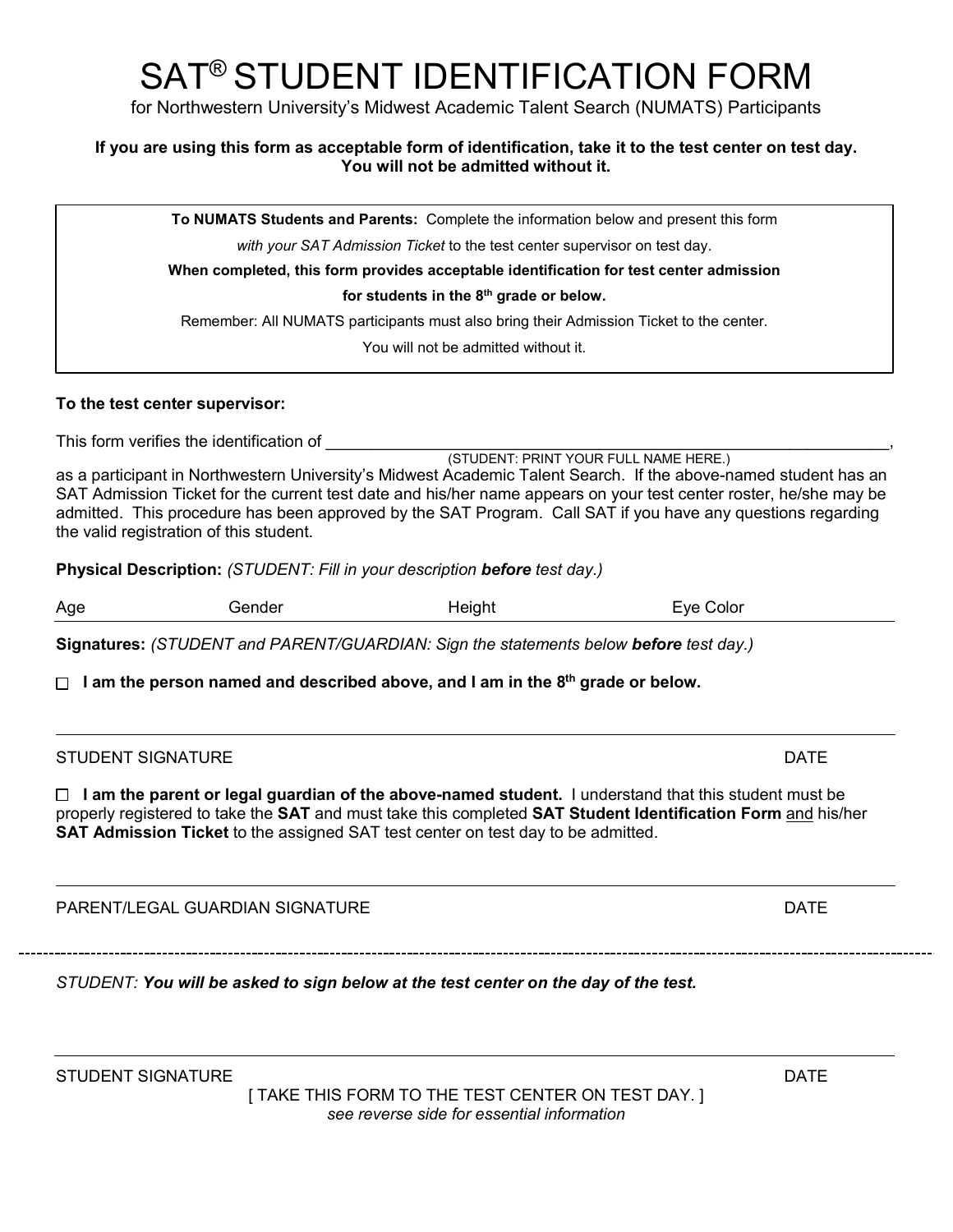# SAT® STUDENT IDENTIFICATION FORM

for Northwestern University's Midwest Academic Talent Search (NUMATS) Participants

**If you are using this form as acceptable form of identification, take it to the test center on test day. You will not be admitted without it.**

> **To NUMATS Students and Parents:** Complete the information below and present this form *with your SAT Admission Ticket* to the test center supervisor on test day.
>
> **When completed, this form provides acceptable identification for test center admission for students in the 8th grade or below.**
>
> Remember: All NUMATS participants must also bring their Admission Ticket to the center.
>
> You will not be admitted without it.

**To the test center supervisor:**

This form verifies the identification of ________________________________________________,
(STUDENT: PRINT YOUR FULL NAME HERE.)
as a participant in Northwestern University's Midwest Academic Talent Search. If the above-named student has an SAT Admission Ticket for the current test date and his/her name appears on your test center roster, he/she may be admitted. This procedure has been approved by the SAT Program. Call SAT if you have any questions regarding the valid registration of this student.

**Physical Description:** *(STUDENT: Fill in your description **before** test day.)*

Age ______ Gender ______ Height ______ Eye Color ______

**Signatures:** *(STUDENT and PARENT/GUARDIAN: Sign the statements below **before** test day.)*

☐ **I am the person named and described above, and I am in the 8th grade or below.**

________________________________________________

STUDENT SIGNATURE DATE

☐ **I am the parent or legal guardian of the above-named student.** I understand that this student must be properly registered to take the **SAT** and must take this completed **SAT Student Identification Form** and his/her **SAT Admission Ticket** to the assigned SAT test center on test day to be admitted.

________________________________________________

PARENT/LEGAL GUARDIAN SIGNATURE DATE

- - - - - - - - - - - - - - - - - - - - - - - - - - - - - - - - - - - - - - - -

*STUDENT: **You will be asked to sign below at the test center on the day of the test.***

________________________________________________

STUDENT SIGNATURE DATE

[ TAKE THIS FORM TO THE TEST CENTER ON TEST DAY. ]

*see reverse side for essential information*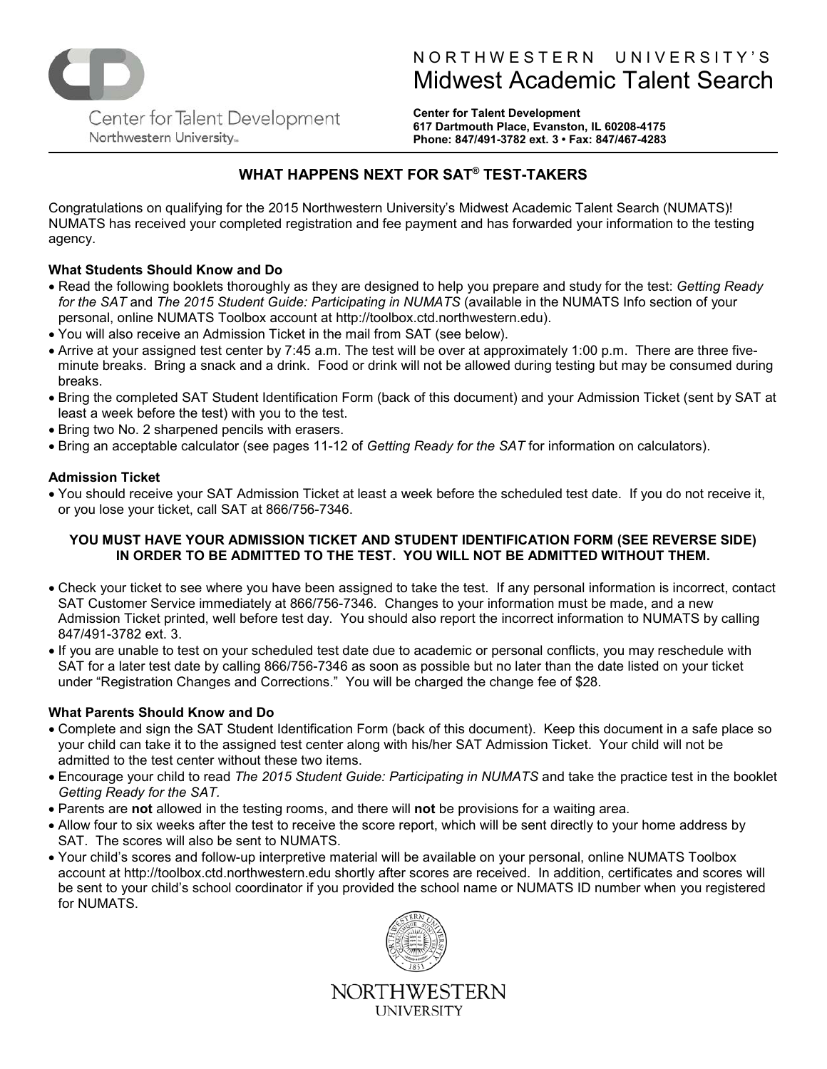Center for Talent Development
Northwestern University

NORTHWESTERN UNIVERSITY'S
# Midwest Academic Talent Search

**Center for Talent Development**
**617 Dartmouth Place, Evanston, IL 60208-4175**
**Phone: 847/491-3782 ext. 3 • Fax: 847/467-4283**

## WHAT HAPPENS NEXT FOR SAT® TEST-TAKERS

Congratulations on qualifying for the 2015 Northwestern University's Midwest Academic Talent Search (NUMATS)! NUMATS has received your completed registration and fee payment and has forwarded your information to the testing agency.

### What Students Should Know and Do

- Read the following booklets thoroughly as they are designed to help you prepare and study for the test: *Getting Ready for the SAT* and *The 2015 Student Guide: Participating in NUMATS* (available in the NUMATS Info section of your personal, online NUMATS Toolbox account at http://toolbox.ctd.northwestern.edu).
- You will also receive an Admission Ticket in the mail from SAT (see below).
- Arrive at your assigned test center by 7:45 a.m. The test will be over at approximately 1:00 p.m. There are three five-minute breaks. Bring a snack and a drink. Food or drink will not be allowed during testing but may be consumed during breaks.
- Bring the completed SAT Student Identification Form (back of this document) and your Admission Ticket (sent by SAT at least a week before the test) with you to the test.
- Bring two No. 2 sharpened pencils with erasers.
- Bring an acceptable calculator (see pages 11-12 of *Getting Ready for the SAT* for information on calculators).

### Admission Ticket

- You should receive your SAT Admission Ticket at least a week before the scheduled test date. If you do not receive it, or you lose your ticket, call SAT at 866/756-7346.

**YOU MUST HAVE YOUR ADMISSION TICKET AND STUDENT IDENTIFICATION FORM (SEE REVERSE SIDE) IN ORDER TO BE ADMITTED TO THE TEST. YOU WILL NOT BE ADMITTED WITHOUT THEM.**

- Check your ticket to see where you have been assigned to take the test. If any personal information is incorrect, contact SAT Customer Service immediately at 866/756-7346. Changes to your information must be made, and a new Admission Ticket printed, well before test day. You should also report the incorrect information to NUMATS by calling 847/491-3782 ext. 3.
- If you are unable to test on your scheduled test date due to academic or personal conflicts, you may reschedule with SAT for a later test date by calling 866/756-7346 as soon as possible but no later than the date listed on your ticket under "Registration Changes and Corrections." You will be charged the change fee of $28.

### What Parents Should Know and Do

- Complete and sign the SAT Student Identification Form (back of this document). Keep this document in a safe place so your child can take it to the assigned test center along with his/her SAT Admission Ticket. Your child will not be admitted to the test center without these two items.
- Encourage your child to read *The 2015 Student Guide: Participating in NUMATS* and take the practice test in the booklet *Getting Ready for the SAT.*
- Parents are **not** allowed in the testing rooms, and there will **not** be provisions for a waiting area.
- Allow four to six weeks after the test to receive the score report, which will be sent directly to your home address by SAT. The scores will also be sent to NUMATS.
- Your child's scores and follow-up interpretive material will be available on your personal, online NUMATS Toolbox account at http://toolbox.ctd.northwestern.edu shortly after scores are received. In addition, certificates and scores will be sent to your child's school coordinator if you provided the school name or NUMATS ID number when you registered for NUMATS.

NORTHWESTERN
UNIVERSITY